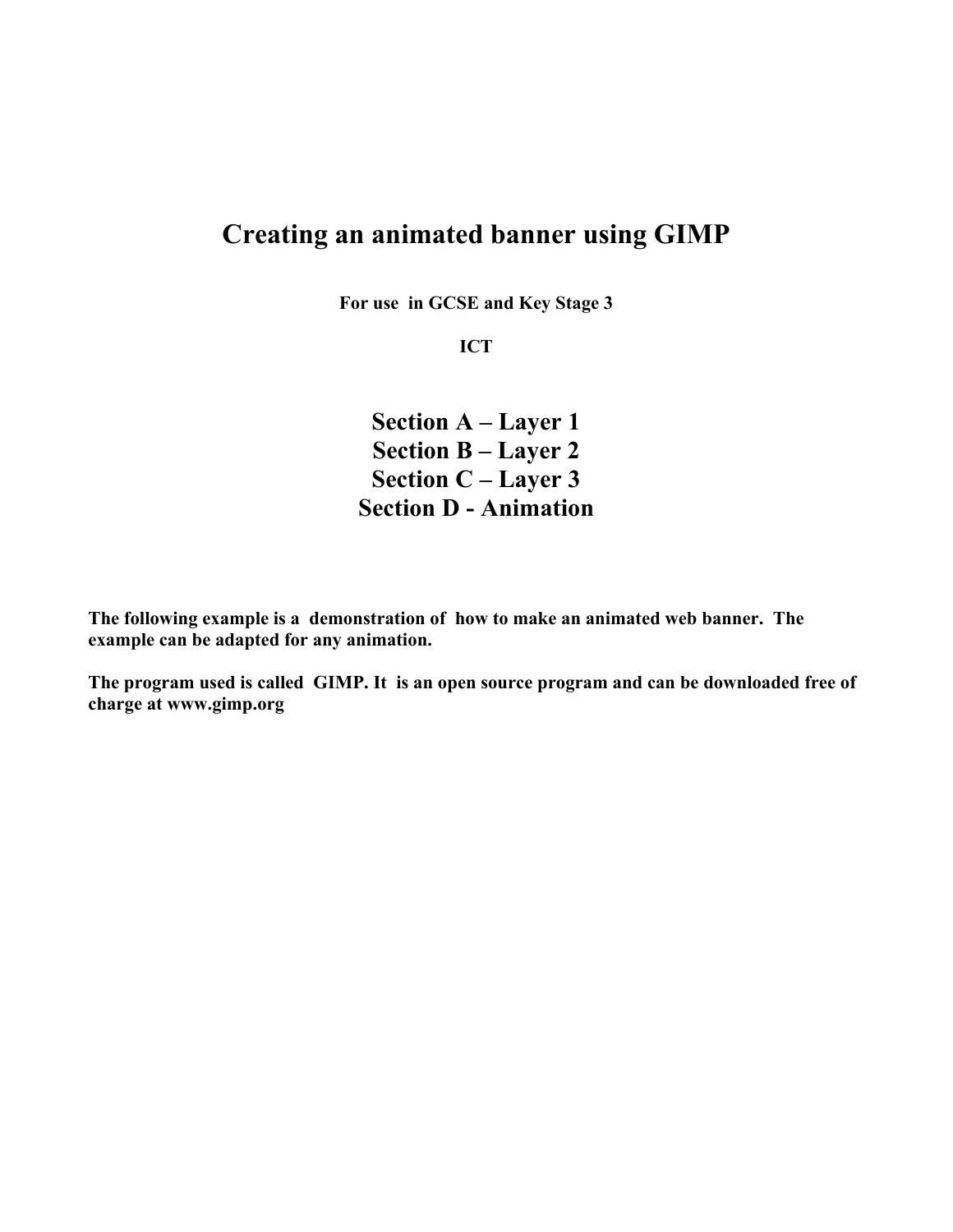# Creating an animated banner using GIMP

**For use in GCSE and Key Stage 3**

**ICT**

## Section A – Layer 1
## Section B – Layer 2
## Section C – Layer 3
## Section D - Animation

**The following example is a demonstration of how to make an animated web banner. The example can be adapted for any animation.**

**The program used is called GIMP. It is an open source program and can be downloaded free of charge at www.gimp.org**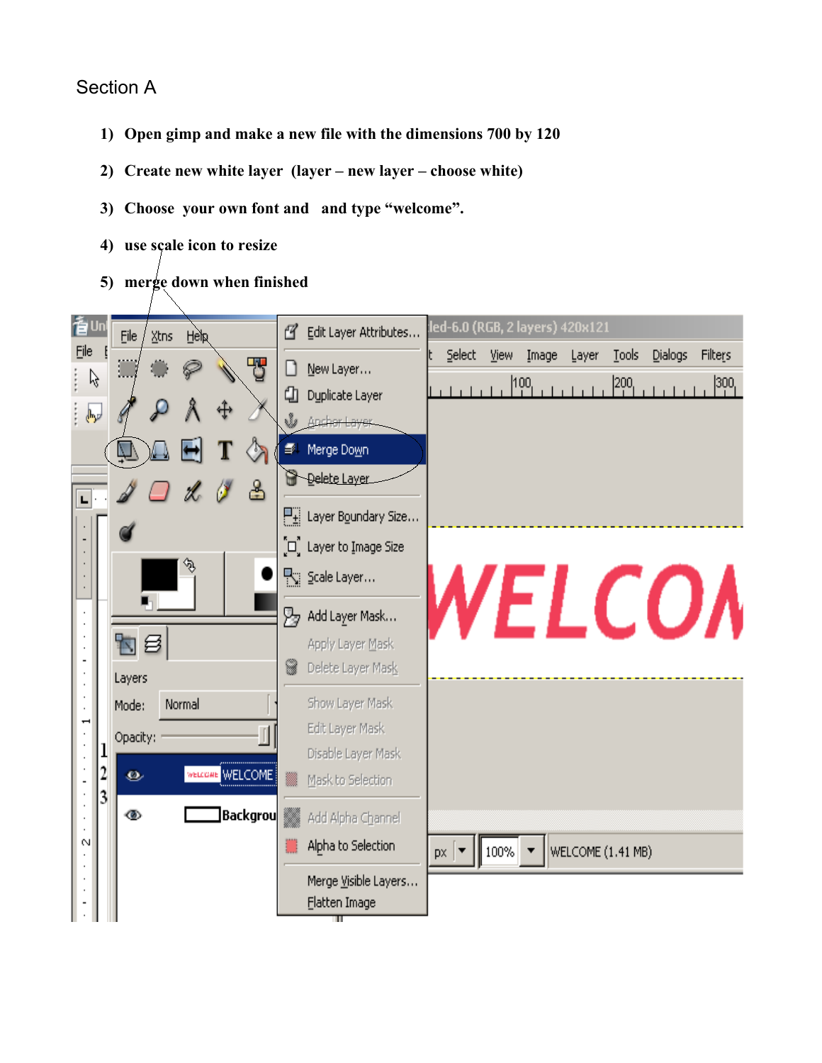Section A

1) **Open gimp and make a new file with the dimensions 700 by 120**
2) **Create new white layer (layer – new layer – choose white)**
3) **Choose your own font and and type "welcome".**
4) **use scale icon to resize**
5) **merge down when finished**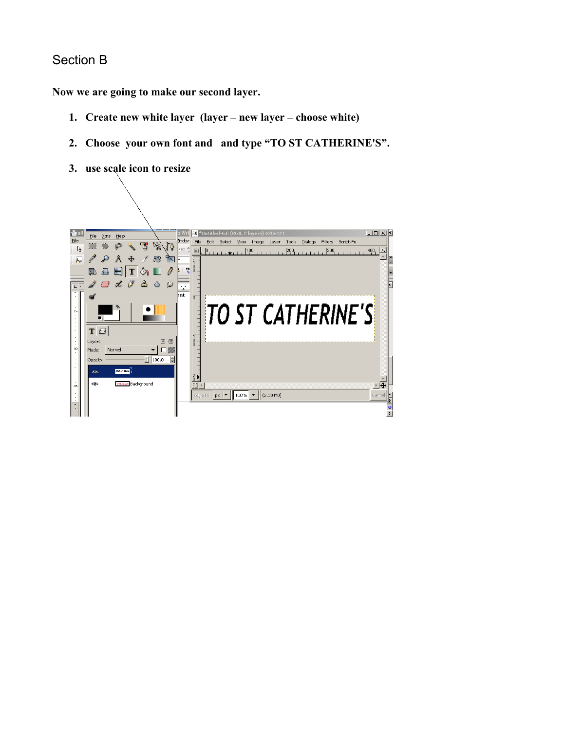## Section B

**Now we are going to make our second layer.**

1. **Create new white layer (layer – new layer – choose white)**
2. **Choose your own font and and type "TO ST CATHERINE'S".**
3. **use scale icon to resize**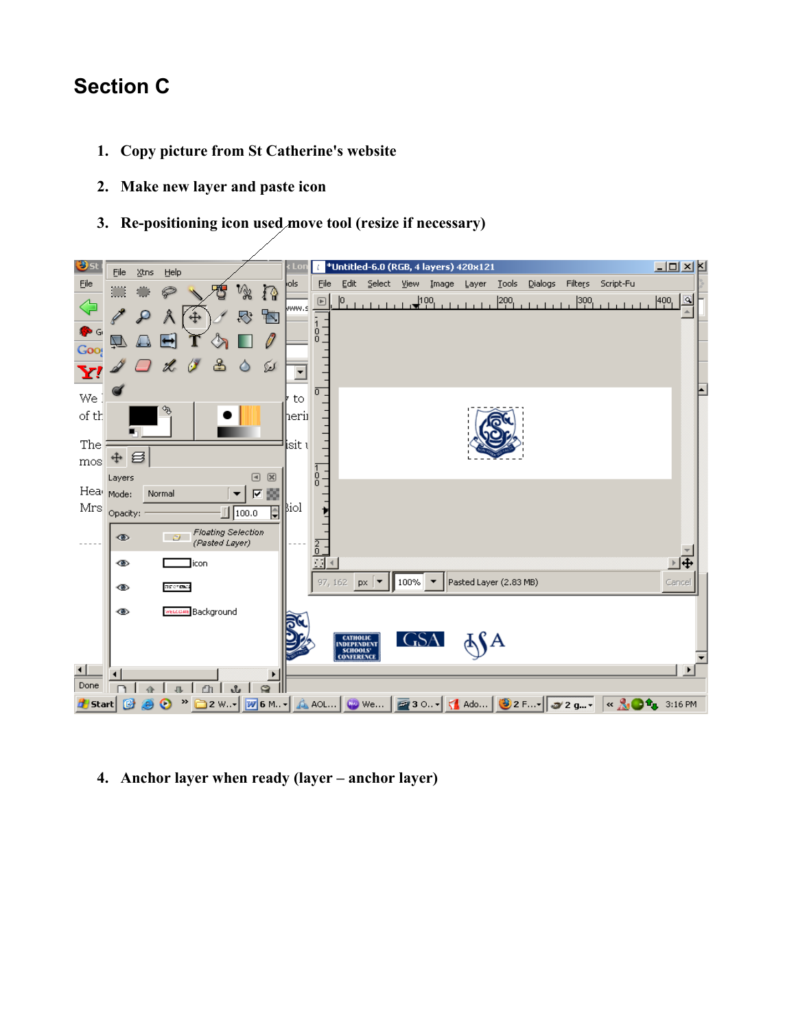## Section C

1. Copy picture from St Catherine's website
2. Make new layer and paste icon
3. Re-positioning icon used move tool (resize if necessary)
4. Anchor layer when ready (layer – anchor layer)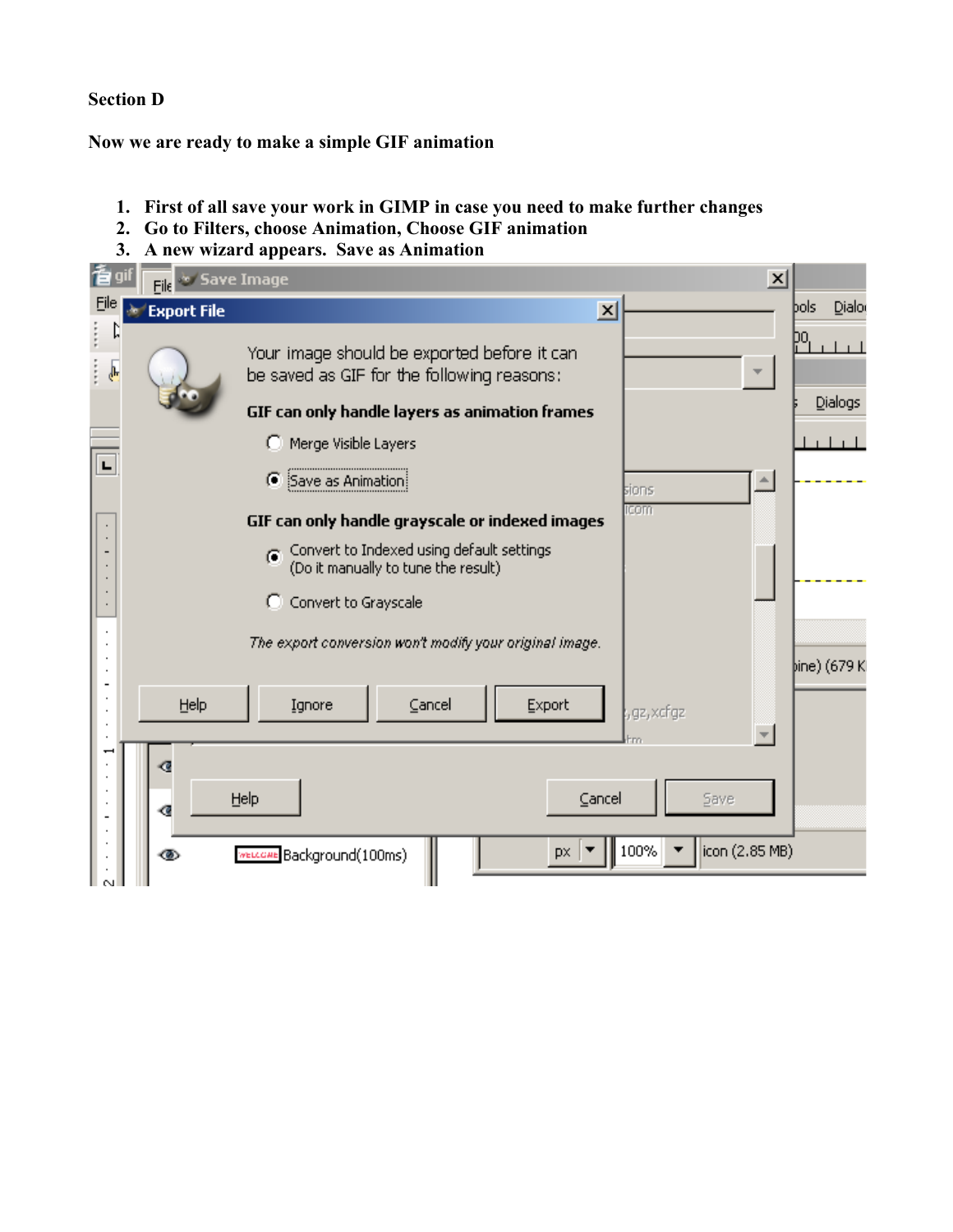**Section D**

**Now we are ready to make a simple GIF animation**

1. **First of all save your work in GIMP in case you need to make further changes**
2. **Go to Filters, choose Animation, Choose GIF animation**
3. **A new wizard appears. Save as Animation**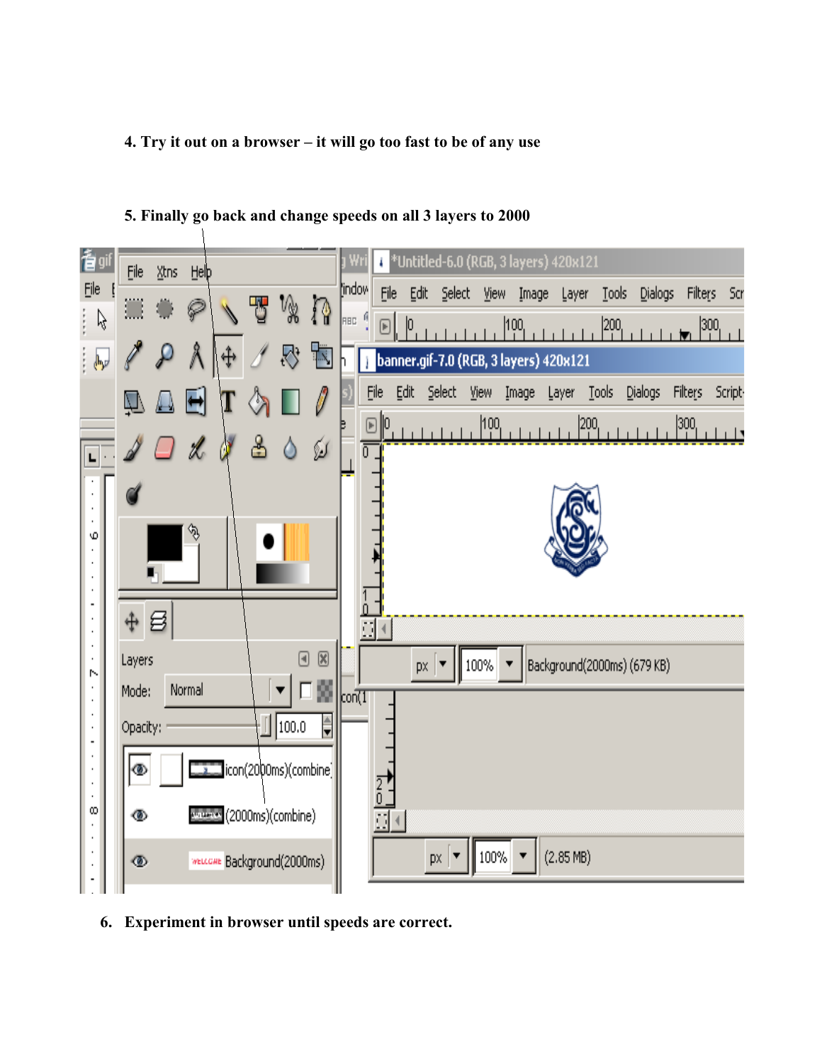**4. Try it out on a browser – it will go too fast to be of any use**

**5. Finally go back and change speeds on all 3 layers to 2000**

**6. Experiment in browser until speeds are correct.**